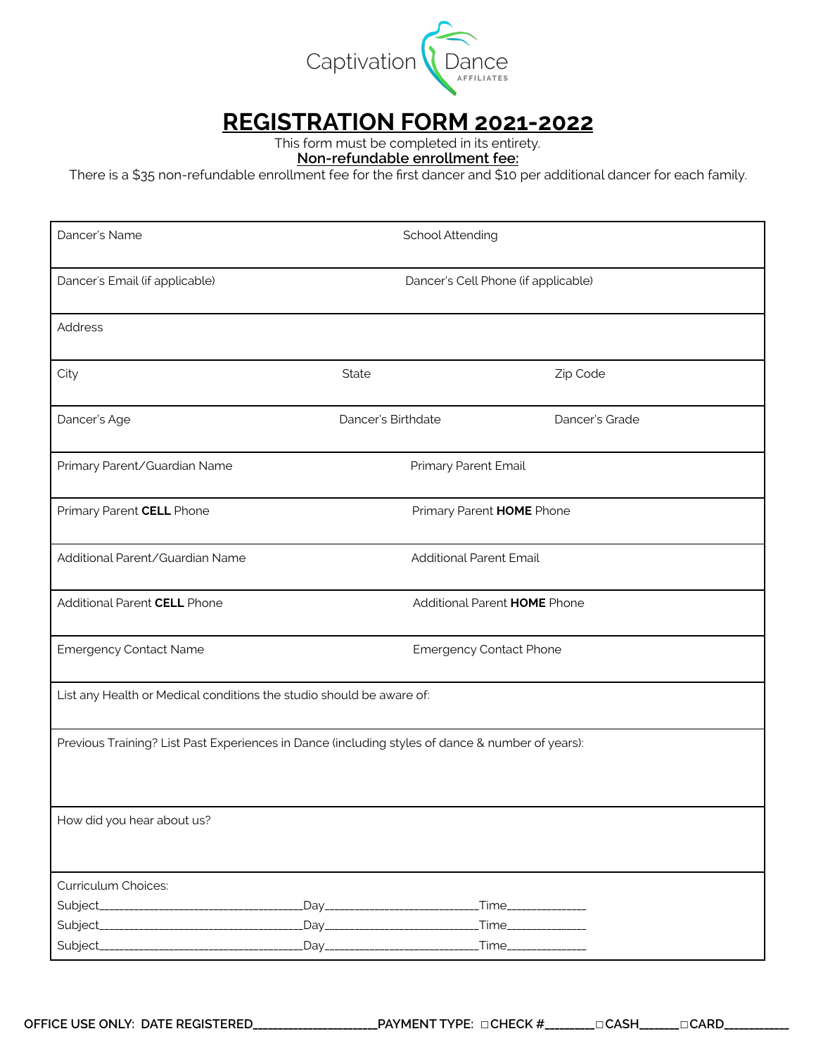Captivation Dance AFFILIATES

# REGISTRATION FORM 2021-2022

This form must be completed in its entirety.

**Non-refundable enrollment fee:**

There is a $35 non-refundable enrollment fee for the first dancer and $10 per additional dancer for each family.

| | | |
|---|---|---|
| Dancer's Name | School Attending | |
| Dancer's Email (if applicable) | Dancer's Cell Phone (if applicable) | |
| Address | | |
| City | State | Zip Code |
| Dancer's Age | Dancer's Birthdate | Dancer's Grade |
| Primary Parent/Guardian Name | Primary Parent Email | |
| Primary Parent **CELL** Phone | Primary Parent **HOME** Phone | |
| Additional Parent/Guardian Name | Additional Parent Email | |
| Additional Parent **CELL** Phone | Additional Parent **HOME** Phone | |
| Emergency Contact Name | Emergency Contact Phone | |
| List any Health or Medical conditions the studio should be aware of: | | |
| Previous Training? List Past Experiences in Dance (including styles of dance & number of years): | | |
| How did you hear about us? | | |

Curriculum Choices:

Subject_________________________________Day________________________Time_____________

Subject_________________________________Day________________________Time_____________

Subject_________________________________Day________________________Time_____________

**OFFICE USE ONLY: DATE REGISTERED___________________PAYMENT TYPE: ☐CHECK #________☐CASH______☐CARD__________**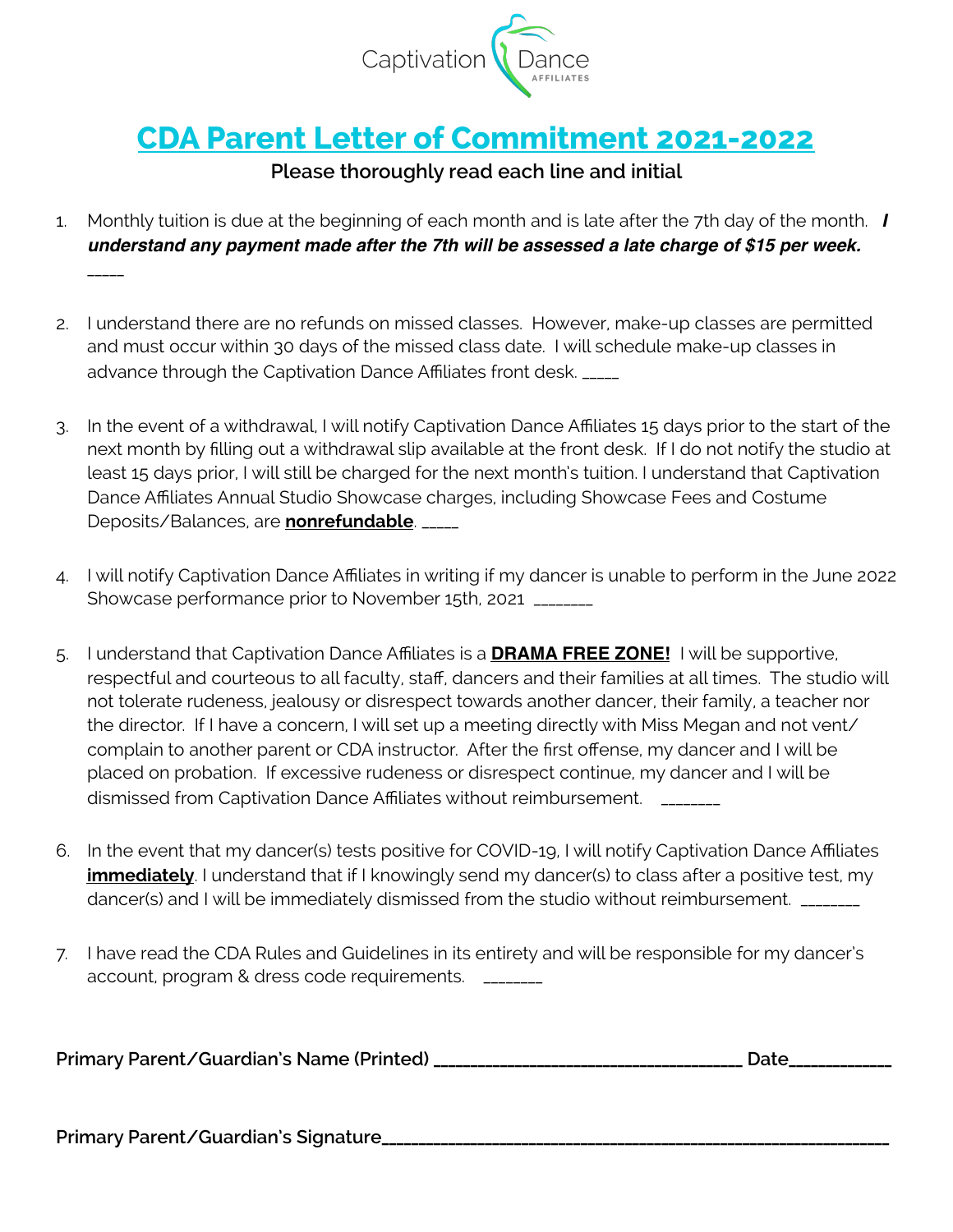Captivation Dance AFFILIATES

# CDA Parent Letter of Commitment 2021-2022

**Please thoroughly read each line and initial**

1. Monthly tuition is due at the beginning of each month and is late after the 7th day of the month. ***I understand any payment made after the 7th will be assessed a late charge of $15 per week.*** _____

2. I understand there are no refunds on missed classes. However, make-up classes are permitted and must occur within 30 days of the missed class date. I will schedule make-up classes in advance through the Captivation Dance Affiliates front desk. _____

3. In the event of a withdrawal, I will notify Captivation Dance Affiliates 15 days prior to the start of the next month by filling out a withdrawal slip available at the front desk. If I do not notify the studio at least 15 days prior, I will still be charged for the next month's tuition. I understand that Captivation Dance Affiliates Annual Studio Showcase charges, including Showcase Fees and Costume Deposits/Balances, are **nonrefundable**. _____

4. I will notify Captivation Dance Affiliates in writing if my dancer is unable to perform in the June 2022 Showcase performance prior to November 15th, 2021 _______

5. I understand that Captivation Dance Affiliates is a **DRAMA FREE ZONE!** I will be supportive, respectful and courteous to all faculty, staff, dancers and their families at all times. The studio will not tolerate rudeness, jealousy or disrespect towards another dancer, their family, a teacher nor the director. If I have a concern, I will set up a meeting directly with Miss Megan and not vent/ complain to another parent or CDA instructor. After the first offense, my dancer and I will be placed on probation. If excessive rudeness or disrespect continue, my dancer and I will be dismissed from Captivation Dance Affiliates without reimbursement. _______

6. In the event that my dancer(s) tests positive for COVID-19, I will notify Captivation Dance Affiliates **immediately**. I understand that if I knowingly send my dancer(s) to class after a positive test, my dancer(s) and I will be immediately dismissed from the studio without reimbursement. _______

7. I have read the CDA Rules and Guidelines in its entirety and will be responsible for my dancer's account, program & dress code requirements. _______

**Primary Parent/Guardian's Name (Printed)** ___________________________________ **Date**___________

**Primary Parent/Guardian's Signature**___________________________________________________________